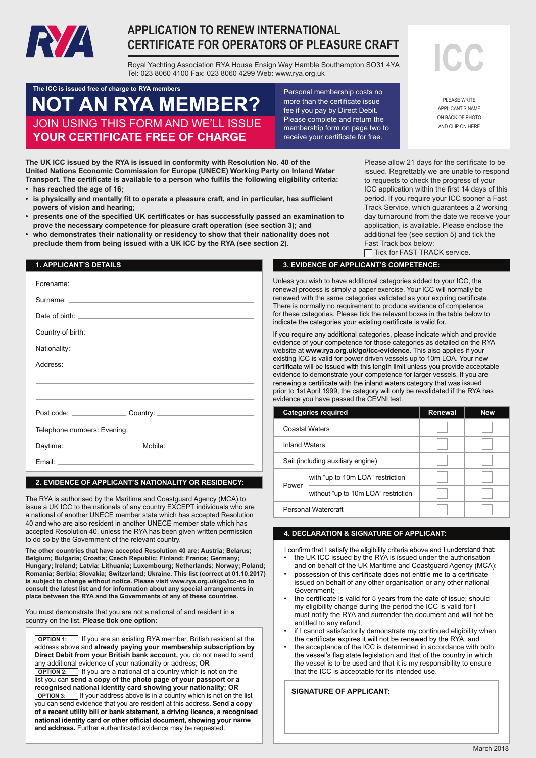# APPLICATION TO RENEW INTERNATIONAL CERTIFICATE FOR OPERATORS OF PLEASURE CRAFT

Royal Yachting Association RYA House Ensign Way Hamble Southampton SO31 4YA
Tel: 023 8060 4100 Fax: 023 8060 4299 Web: www.rya.org.uk

**ICC**

PLEASE WRITE APPLICANT'S NAME ON BACK OF PHOTO AND CLIP ON HERE

**The ICC is issued free of charge to RYA members**

## NOT AN RYA MEMBER?

JOIN USING THIS FORM AND WE'LL ISSUE **YOUR CERTIFICATE FREE OF CHARGE**

Personal membership costs no more than the certificate issue fee if you pay by Direct Debit. Please complete and return the membership form on page two to receive your certificate for free.

**The UK ICC issued by the RYA is issued in conformity with Resolution No. 40 of the United Nations Economic Commission for Europe (UNECE) Working Party on Inland Water Transport. The certificate is available to a person who fulfils the following eligibility criteria:**

- **has reached the age of 16;**
- **is physically and mentally fit to operate a pleasure craft, and in particular, has sufficient powers of vision and hearing;**
- **presents one of the specified UK certificates or has successfully passed an examination to prove the necessary competence for pleasure craft operation (see section 3); and**
- **who demonstrates their nationality or residency to show that their nationality does not preclude them from being issued with a UK ICC by the RYA (see section 2).**

Please allow 21 days for the certificate to be issued. Regrettably we are unable to respond to requests to check the progress of your ICC application within the first 14 days of this period. If you require your ICC sooner a Fast Track Service, which guarantees a 2 working day turnaround from the date we receive your application, is available. Please enclose the additional fee (see section 5) and tick the Fast Track box below:

☐ Tick for FAST TRACK service.

## 1. APPLICANT'S DETAILS

Forename: ______________________

Surname: ______________________

Date of birth: ______________________

Country of birth: ______________________

Nationality: ______________________

Address: ______________________

______________________

______________________

Post code: ____________ Country: ____________

Telephone numbers: Evening: ______________________

Daytime: ____________ Mobile: ____________

Email: ______________________

## 2. EVIDENCE OF APPLICANT'S NATIONALITY OR RESIDENCY:

The RYA is authorised by the Maritime and Coastguard Agency (MCA) to issue a UK ICC to the nationals of any country EXCEPT individuals who are a national of another UNECE member state which has accepted Resolution 40 and who are also resident in another UNECE member state which has accepted Resolution 40, unless the RYA has been given written permission to do so by the Government of the relevant country.

**The other countries that have accepted Resolution 40 are: Austria; Belarus; Belgium; Bulgaria; Croatia; Czech Republic; Finland; France; Germany; Hungary; Ireland; Latvia; Lithuania; Luxembourg; Netherlands; Norway; Poland; Romania; Serbia; Slovakia; Switzerland; Ukraine. This list (correct at 01.10.2017) is subject to change without notice. Please visit www.rya.org.uk/go/icc-no to consult the latest list and for information about any special arrangements in place between the RYA and the Governments of any of these countries.**

You must demonstrate that you are not a national of and resident in a country on the list. **Please tick one option:**

☐ **OPTION 1:** If you are an existing RYA member, British resident at the address above and **already paying your membership subscription by Direct Debit from your British bank account,** you do not need to send any additional evidence of your nationality or address; **OR**

☐ **OPTION 2:** If you are a national of a country which is not on the list you can **send a copy of the photo page of your passport or a recognised national identity card showing your nationality; OR**

☐ **OPTION 3:** If your address above is in a country which is not on the list you can send evidence that you are resident at this address. **Send a copy of a recent utility bill or bank statement, a driving licence, a recognised national identity card or other official document, showing your name and address.** Further authenticated evidence may be requested.

## 3. EVIDENCE OF APPLICANT'S COMPETENCE:

Unless you wish to have additional categories added to your ICC, the renewal process is simply a paper exercise. Your ICC will normally be renewed with the same categories validated as your expiring certificate. There is normally no requirement to produce evidence of competence for these categories. Please tick the relevant boxes in the table below to indicate the categories your existing certificate is valid for.

If you require any additional categories, please indicate which and provide evidence of your competence for those categories as detailed on the RYA website at **www.rya.org.uk/go/icc-evidence**. This also applies if your existing ICC is valid for power driven vessels up to 10m LOA. Your new certificate will be issued with this length limit unless you provide acceptable evidence to demonstrate your competence for larger vessels. If you are renewing a certificate with the inland waters category that was issued prior to 1st April 1999, the category will only be revalidated if the RYA has evidence you have passed the CEVNI test.

| Categories required | | Renewal | New |
|---|---|---|---|
| Coastal Waters | | ☐ | ☐ |
| Inland Waters | | ☐ | ☐ |
| Sail (including auxiliary engine) | | ☐ | ☐ |
| Power | with "up to 10m LOA" restriction | ☐ | ☐ |
| | without "up to 10m LOA" restriction | ☐ | ☐ |
| Personal Watercraft | | ☐ | ☐ |

## 4. DECLARATION & SIGNATURE OF APPLICANT:

I confirm that I satisfy the eligibility criteria above and I understand that:

- the UK ICC issued by the RYA is issued under the authorisation and on behalf of the UK Maritime and Coastguard Agency (MCA);
- possession of this certificate does not entitle me to a certificate issued on behalf of any other organisation or any other national Government;
- the certificate is valid for 5 years from the date of issue; should my eligibility change during the period the ICC is valid for I must notify the RYA and surrender the document and will not be entitled to any refund;
- if I cannot satisfactorily demonstrate my continued eligibility when the certificate expires it will not be renewed by the RYA; and
- the acceptance of the ICC is determined in accordance with both the vessel's flag state legislation and that of the country in which the vessel is to be used and that it is my responsibility to ensure that the ICC is acceptable for its intended use.

**SIGNATURE OF APPLICANT:**

March 2018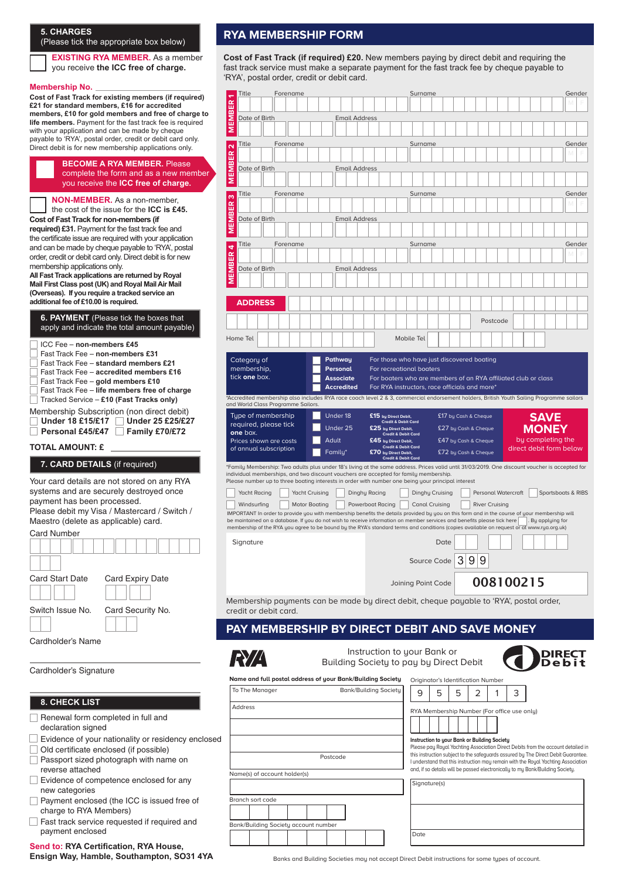## 5. CHARGES
(Please tick the appropriate box below)

☐ **EXISTING RYA MEMBER.** As a member you receive **the ICC free of charge.**

**Membership No.**

**Cost of Fast Track for existing members (if required) £21 for standard members, £16 for accredited members, £10 for gold members and free of charge to life members.** Payment for the fast track fee is required with your application and can be made by cheque payable to 'RYA', postal order, credit or debit card only. Direct debit is for new membership applications only.

☐ **BECOME A RYA MEMBER.** Please complete the form and as a new member you receive the **ICC free of charge.**

☐ **NON-MEMBER.** As a non-member, the cost of the issue for the **ICC is £45.**

**Cost of Fast Track for non-members (if required) £31.** Payment for the fast track fee and the certificate issue are required with your application and can be made by cheque payable to 'RYA', postal order, credit or debit card only. Direct debit is for new membership applications only.

**All Fast Track applications are returned by Royal Mail First Class post (UK) and Royal Mail Air Mail (Overseas). If you require a tracked service an additional fee of £10.00 is required.**

## 6. PAYMENT (Please tick the boxes that apply and indicate the total amount payable)

- ☐ ICC Fee – **non-members £45**
- ☐ Fast Track Fee – **non-members £31**
- ☐ Fast Track Fee – **standard members £21**
- ☐ Fast Track Fee – **accredited members £16**
- ☐ Fast Track Fee – **gold members £10**
- ☐ Fast Track Fee – **life members free of charge**
- ☐ Tracked Service – **£10 (Fast Tracks only)**

Membership Subscription (non direct debit)
- ☐ **Under 18 £15/£17** ☐ **Under 25 £25/£27**
- ☐ **Personal £45/£47** ☐ **Family £70/£72**

**TOTAL AMOUNT: £** ____________

## 7. CARD DETAILS (if required)

Your card details are not stored on any RYA systems and are securely destroyed once payment has been processed.
Please debit my Visa / Mastercard / Switch / Maestro (delete as applicable) card.

Card Number

Card Start Date

Card Expiry Date

Switch Issue No.

Card Security No.

Cardholder's Name

Cardholder's Signature

## 8. CHECK LIST

- ☐ Renewal form completed in full and declaration signed
- ☐ Evidence of your nationality or residency enclosed
- ☐ Old certificate enclosed (if possible)
- ☐ Passport sized photograph with name on reverse attached
- ☐ Evidence of competence enclosed for any new categories
- ☐ Payment enclosed (the ICC is issued free of charge to RYA Members)
- ☐ Fast track service requested if required and payment enclosed

**Send to: RYA Certification, RYA House, Ensign Way, Hamble, Southampton, SO31 4YA**

## RYA MEMBERSHIP FORM

**Cost of Fast Track (if required) £20.** New members paying by direct debit and requiring the fast track service must make a separate payment for the fast track fee by cheque payable to 'RYA', postal order, credit or debit card.

**MEMBER 1**
Title | Forename | Surname | Gender (M / F)
Date of Birth | Email Address

**MEMBER 2**
Title | Forename | Surname | Gender (M / F)
Date of Birth | Email Address

**MEMBER 3**
Title | Forename | Surname | Gender (M / F)
Date of Birth | Email Address

**MEMBER 4**
Title | Forename | Surname | Gender (M / F)
Date of Birth | Email Address

**ADDRESS**

Postcode

Home Tel | Mobile Tel

| Category of membership, tick **one** box. | | |
|---|---|---|
| | ☐ **Pathway** | For those who have just discovered boating |
| | ☐ **Personal** | For recreational boaters |
| | ☐ **Associate** | For boaters who are members of an RYA affiliated club or class |
| | ☐ **Accredited** | For RYA instructors, race officials and more* |

*Accredited membership also includes RYA race coach level 2 & 3, commercial endorsement holders, British Youth Sailing Programme sailors and World Class Programme Sailors.

| Type of membership required, please tick **one** box. Prices shown are costs of annual subscription | | | |
|---|---|---|---|
| ☐ Under 18 | **£15** by Direct Debit, Credit & Debit Card | £17 by Cash & Cheque | |
| ☐ Under 25 | **£25** by Direct Debit, Credit & Debit Card | £27 by Cash & Cheque | **SAVE MONEY** by completing the direct debit form below |
| ☐ Adult | **£45** by Direct Debit, Credit & Debit Card | £47 by Cash & Cheque | |
| ☐ Family* | **£70** by Direct Debit, Credit & Debit Card | £72 by Cash & Cheque | |

*Family Membership: Two adults plus under 18's living at the same address. Prices valid until 31/03/2019. One discount voucher is accepted for individual memberships, and two discount vouchers are accepted for family membership.
Please number up to three boating interests in order with number one being your principal interest

☐ Yacht Racing ☐ Yacht Cruising ☐ Dinghy Racing ☐ Dinghy Cruising ☐ Personal Watercraft ☐ Sportsboats & RIBS
☐ Windsurfing ☐ Motor Boating ☐ Powerboat Racing ☐ Canal Cruising ☐ River Cruising

IMPORTANT In order to provide you with membership benefits the details provided by you on this form and in the course of your membership will be maintained on a database. If you do not wish to receive information on member services and benefits please tick here ☐. By applying for membership of the RYA you agree to be bound by the RYA's standard terms and conditions (copies available on request or at www.rya.org.uk)

Signature | Date

Source Code 3 9 9

Joining Point Code **008100215**

Membership payments can be made by direct debit, cheque payable to 'RYA', postal order, credit or debit card.

## PAY MEMBERSHIP BY DIRECT DEBIT AND SAVE MONEY

RYA — Instruction to your Bank or Building Society to pay by Direct Debit — DIRECT Debit

**Name and full postal address of your Bank/Building Society**

To The Manager | Bank/Building Society

Address

Postcode

Name(s) of account holder(s)

Branch sort code

Bank/Building Society account number

Originator's Identification Number: 9 5 5 2 1 3

RYA Membership Number (For office use only)

**Instruction to your Bank or Building Society**
Please pay Royal Yachting Association Direct Debits from the account detailed in this instruction subject to the safeguards assured by The Direct Debit Guarantee. I understand that this instruction may remain with the Royal Yachting Association and, if so details will be passed electronically to my Bank/Building Society.

Signature(s)

Date

Banks and Building Societies may not accept Direct Debit instructions for some types of account.